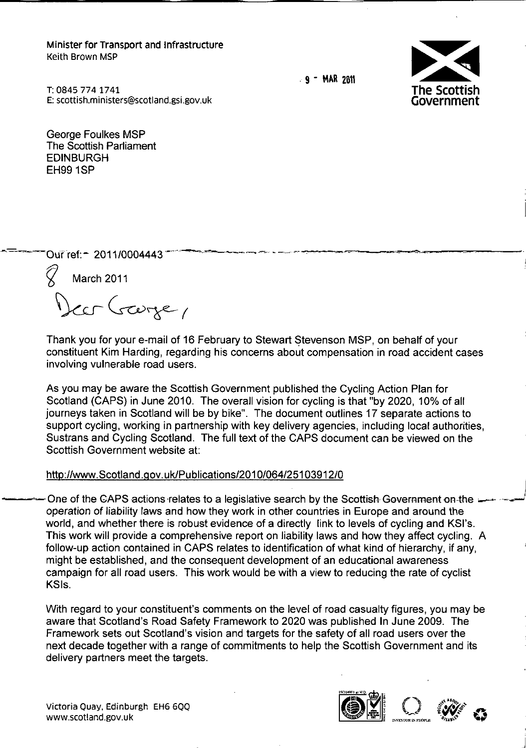Minister for Transport and Infrastructure
Keith Brown MSP

T: 0845 774 1741
E: scottish.ministers@scotland.gsi.gov.uk

9 - MAR 2011

The Scottish Government

George Foulkes MSP
The Scottish Parliament
EDINBURGH
EH99 1SP

Our ref: 2011/0004443

8 March 2011

Dear George,

Thank you for your e-mail of 16 February to Stewart Stevenson MSP, on behalf of your constituent Kim Harding, regarding his concerns about compensation in road accident cases involving vulnerable road users.

As you may be aware the Scottish Government published the Cycling Action Plan for Scotland (CAPS) in June 2010. The overall vision for cycling is that "by 2020, 10% of all journeys taken in Scotland will be by bike". The document outlines 17 separate actions to support cycling, working in partnership with key delivery agencies, including local authorities, Sustrans and Cycling Scotland. The full text of the CAPS document can be viewed on the Scottish Government website at:

http://www.Scotland.gov.uk/Publications/2010/064/25103912/0

One of the CAPS actions relates to a legislative search by the Scottish Government on the operation of liability laws and how they work in other countries in Europe and around the world, and whether there is robust evidence of a directly link to levels of cycling and KSI's. This work will provide a comprehensive report on liability laws and how they affect cycling. A follow-up action contained in CAPS relates to identification of what kind of hierarchy, if any, might be established, and the consequent development of an educational awareness campaign for all road users. This work would be with a view to reducing the rate of cyclist KSIs.

With regard to your constituent's comments on the level of road casualty figures, you may be aware that Scotland's Road Safety Framework to 2020 was published In June 2009. The Framework sets out Scotland's vision and targets for the safety of all road users over the next decade together with a range of commitments to help the Scottish Government and its delivery partners meet the targets.

Victoria Quay, Edinburgh EH6 6QQ
www.scotland.gov.uk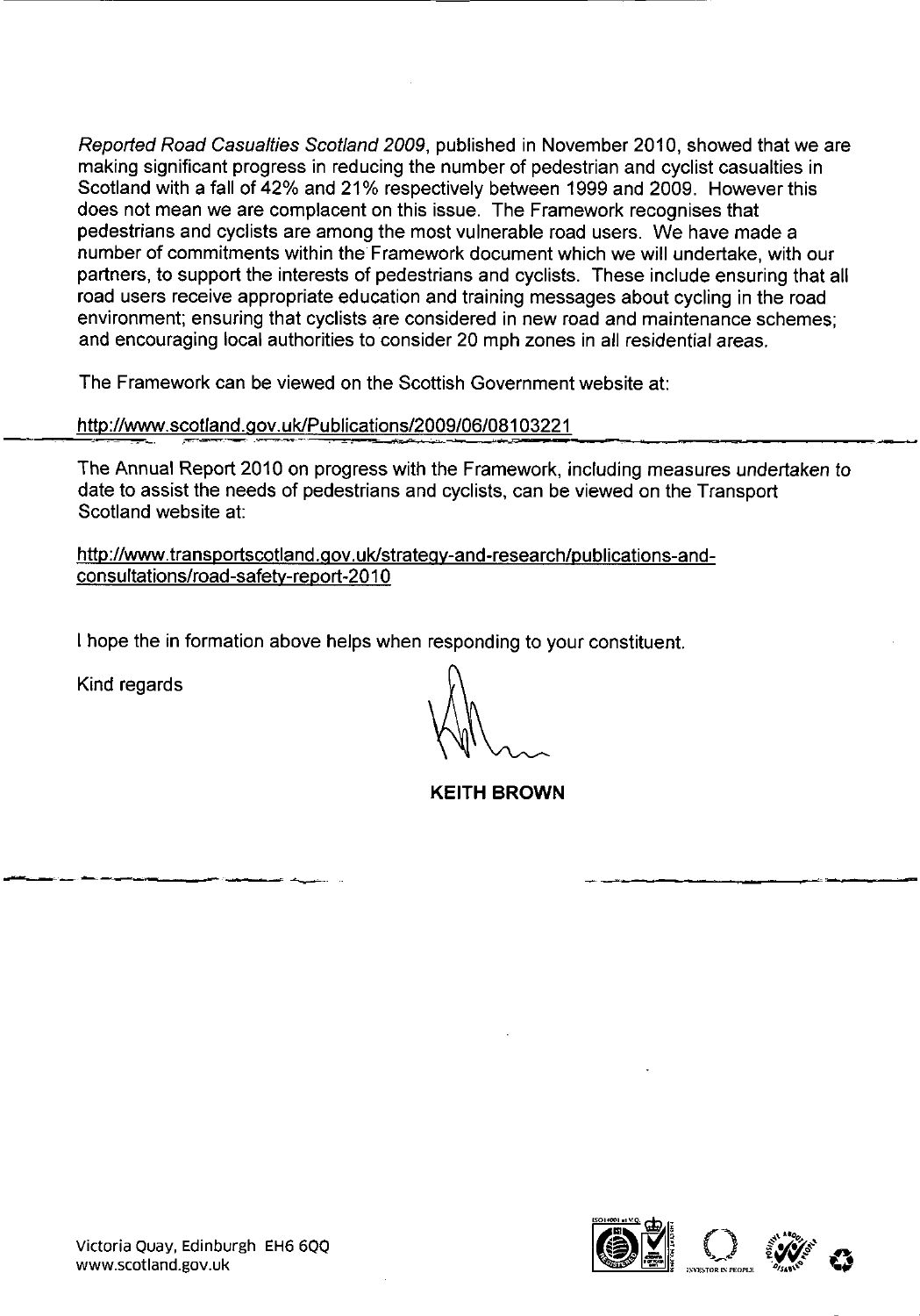*Reported Road Casualties Scotland 2009*, published in November 2010, showed that we are making significant progress in reducing the number of pedestrian and cyclist casualties in Scotland with a fall of 42% and 21% respectively between 1999 and 2009. However this does not mean we are complacent on this issue. The Framework recognises that pedestrians and cyclists are among the most vulnerable road users. We have made a number of commitments within the Framework document which we will undertake, with our partners, to support the interests of pedestrians and cyclists. These include ensuring that all road users receive appropriate education and training messages about cycling in the road environment; ensuring that cyclists are considered in new road and maintenance schemes; and encouraging local authorities to consider 20 mph zones in all residential areas.

The Framework can be viewed on the Scottish Government website at:

http://www.scotland.gov.uk/Publications/2009/06/08103221

The Annual Report 2010 on progress with the Framework, including measures undertaken to date to assist the needs of pedestrians and cyclists, can be viewed on the Transport Scotland website at:

http://www.transportscotland.gov.uk/strategy-and-research/publications-and-consultations/road-safety-report-2010

I hope the in formation above helps when responding to your constituent.

Kind regards

**KEITH BROWN**

Victoria Quay, Edinburgh EH6 6QQ
www.scotland.gov.uk